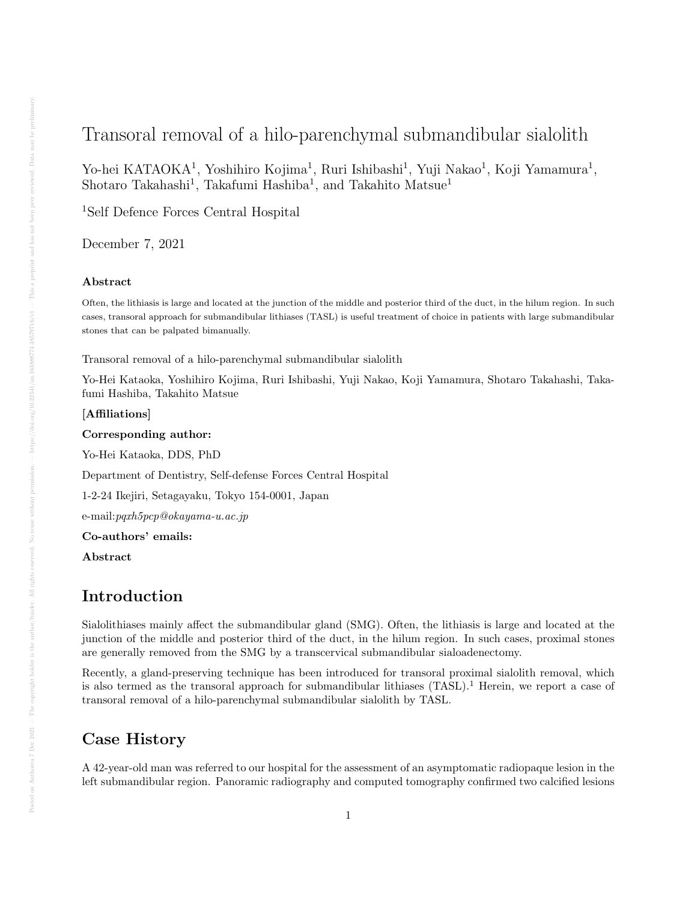# Transoral removal of a hilo-parenchymal submandibular sialolith

Yo-hei KATAOKA[1], Yoshihiro Kojima[1], Ruri Ishibashi[1], Yuji Nakao[1], Koji Yamamura[1], Shotaro Takahashi[1], Takafumi Hashiba[1], and Takahito Matsue[1]

[1]Self Defence Forces Central Hospital

December 7, 2021

### Abstract

Often, the lithiasis is large and located at the junction of the middle and posterior third of the duct, in the hilum region. In such cases, transoral approach for submandibular lithiases (TASL) is useful treatment of choice in patients with large submandibular stones that can be palpated bimanually.

Transoral removal of a hilo-parenchymal submandibular sialolith

Yo-Hei Kataoka, Yoshihiro Kojima, Ruri Ishibashi, Yuji Nakao, Koji Yamamura, Shotaro Takahashi, Takafumi Hashiba, Takahito Matsue

**[Affiliations]**

**Corresponding author:**

Yo-Hei Kataoka, DDS, PhD

Department of Dentistry, Self-defense Forces Central Hospital

1-2-24 Ikejiri, Setagayaku, Tokyo 154-0001, Japan

e-mail:*pqxh5pcp@okayama-u.ac.jp*

**Co-authors' emails:**

**Abstract**

## Introduction

Sialolithiases mainly affect the submandibular gland (SMG). Often, the lithiasis is large and located at the junction of the middle and posterior third of the duct, in the hilum region. In such cases, proximal stones are generally removed from the SMG by a transcervical submandibular sialoadenectomy.

Recently, a gland-preserving technique has been introduced for transoral proximal sialolith removal, which is also termed as the transoral approach for submandibular lithiases (TASL).[1] Herein, we report a case of transoral removal of a hilo-parenchymal submandibular sialolith by TASL.

## Case History

A 42-year-old man was referred to our hospital for the assessment of an asymptomatic radiopaque lesion in the left submandibular region. Panoramic radiography and computed tomography confirmed two calcified lesions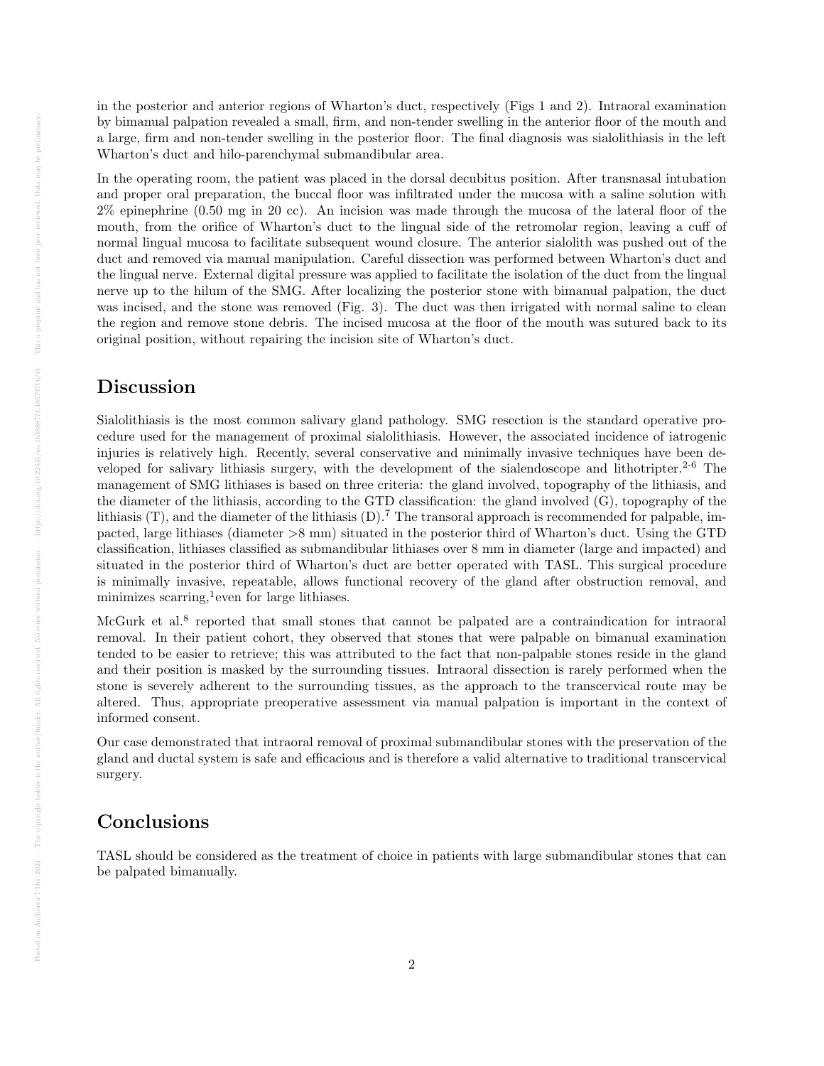in the posterior and anterior regions of Wharton's duct, respectively (Figs 1 and 2). Intraoral examination by bimanual palpation revealed a small, firm, and non-tender swelling in the anterior floor of the mouth and a large, firm and non-tender swelling in the posterior floor. The final diagnosis was sialolithiasis in the left Wharton's duct and hilo-parenchymal submandibular area.

In the operating room, the patient was placed in the dorsal decubitus position. After transnasal intubation and proper oral preparation, the buccal floor was infiltrated under the mucosa with a saline solution with 2% epinephrine (0.50 mg in 20 cc). An incision was made through the mucosa of the lateral floor of the mouth, from the orifice of Wharton's duct to the lingual side of the retromolar region, leaving a cuff of normal lingual mucosa to facilitate subsequent wound closure. The anterior sialolith was pushed out of the duct and removed via manual manipulation. Careful dissection was performed between Wharton's duct and the lingual nerve. External digital pressure was applied to facilitate the isolation of the duct from the lingual nerve up to the hilum of the SMG. After localizing the posterior stone with bimanual palpation, the duct was incised, and the stone was removed (Fig. 3). The duct was then irrigated with normal saline to clean the region and remove stone debris. The incised mucosa at the floor of the mouth was sutured back to its original position, without repairing the incision site of Wharton's duct.

## Discussion

Sialolithiasis is the most common salivary gland pathology. SMG resection is the standard operative procedure used for the management of proximal sialolithiasis. However, the associated incidence of iatrogenic injuries is relatively high. Recently, several conservative and minimally invasive techniques have been developed for salivary lithiasis surgery, with the development of the sialendoscope and lithotripter.[2-6] The management of SMG lithiases is based on three criteria: the gland involved, topography of the lithiasis, and the diameter of the lithiasis, according to the GTD classification: the gland involved (G), topography of the lithiasis (T), and the diameter of the lithiasis (D).[7] The transoral approach is recommended for palpable, impacted, large lithiases (diameter >8 mm) situated in the posterior third of Wharton's duct. Using the GTD classification, lithiases classified as submandibular lithiases over 8 mm in diameter (large and impacted) and situated in the posterior third of Wharton's duct are better operated with TASL. This surgical procedure is minimally invasive, repeatable, allows functional recovery of the gland after obstruction removal, and minimizes scarring,[1]even for large lithiases.

McGurk et al.[8] reported that small stones that cannot be palpated are a contraindication for intraoral removal. In their patient cohort, they observed that stones that were palpable on bimanual examination tended to be easier to retrieve; this was attributed to the fact that non-palpable stones reside in the gland and their position is masked by the surrounding tissues. Intraoral dissection is rarely performed when the stone is severely adherent to the surrounding tissues, as the approach to the transcervical route may be altered. Thus, appropriate preoperative assessment via manual palpation is important in the context of informed consent.

Our case demonstrated that intraoral removal of proximal submandibular stones with the preservation of the gland and ductal system is safe and efficacious and is therefore a valid alternative to traditional transcervical surgery.

## Conclusions

TASL should be considered as the treatment of choice in patients with large submandibular stones that can be palpated bimanually.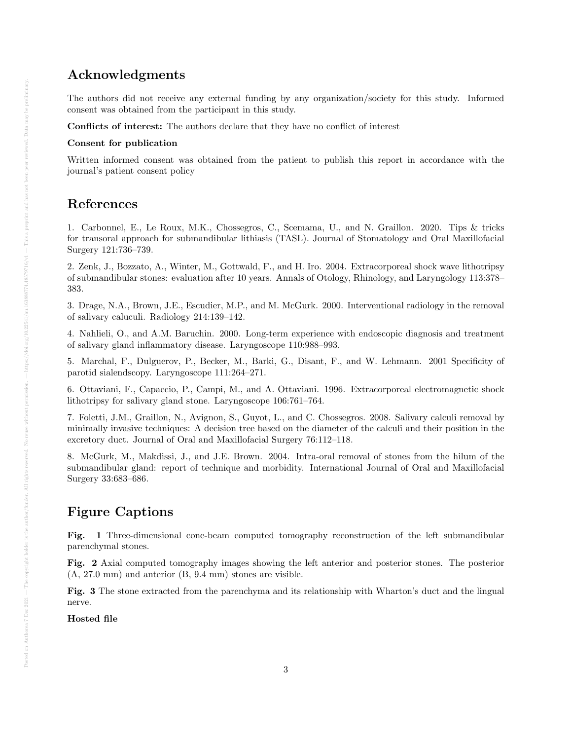## Acknowledgments

The authors did not receive any external funding by any organization/society for this study. Informed consent was obtained from the participant in this study.

**Conflicts of interest:** The authors declare that they have no conflict of interest

**Consent for publication**

Written informed consent was obtained from the patient to publish this report in accordance with the journal's patient consent policy

## References

1. Carbonnel, E., Le Roux, M.K., Chossegros, C., Scemama, U., and N. Graillon. 2020. Tips & tricks for transoral approach for submandibular lithiasis (TASL). Journal of Stomatology and Oral Maxillofacial Surgery 121:736–739.

2. Zenk, J., Bozzato, A., Winter, M., Gottwald, F., and H. Iro. 2004. Extracorporeal shock wave lithotripsy of submandibular stones: evaluation after 10 years. Annals of Otology, Rhinology, and Laryngology 113:378–383.

3. Drage, N.A., Brown, J.E., Escudier, M.P., and M. McGurk. 2000. Interventional radiology in the removal of salivary caluculi. Radiology 214:139–142.

4. Nahlieli, O., and A.M. Baruchin. 2000. Long-term experience with endoscopic diagnosis and treatment of salivary gland inflammatory disease. Laryngoscope 110:988–993.

5. Marchal, F., Dulguerov, P., Becker, M., Barki, G., Disant, F., and W. Lehmann. 2001 Specificity of parotid sialendscopy. Laryngoscope 111:264–271.

6. Ottaviani, F., Capaccio, P., Campi, M., and A. Ottaviani. 1996. Extracorporeal electromagnetic shock lithotripsy for salivary gland stone. Laryngoscope 106:761–764.

7. Foletti, J.M., Graillon, N., Avignon, S., Guyot, L., and C. Chossegros. 2008. Salivary calculi removal by minimally invasive techniques: A decision tree based on the diameter of the calculi and their position in the excretory duct. Journal of Oral and Maxillofacial Surgery 76:112–118.

8. McGurk, M., Makdissi, J., and J.E. Brown. 2004. Intra-oral removal of stones from the hilum of the submandibular gland: report of technique and morbidity. International Journal of Oral and Maxillofacial Surgery 33:683–686.

## Figure Captions

**Fig. 1** Three-dimensional cone-beam computed tomography reconstruction of the left submandibular parenchymal stones.

**Fig. 2** Axial computed tomography images showing the left anterior and posterior stones. The posterior (A, 27.0 mm) and anterior (B, 9.4 mm) stones are visible.

**Fig. 3** The stone extracted from the parenchyma and its relationship with Wharton's duct and the lingual nerve.

**Hosted file**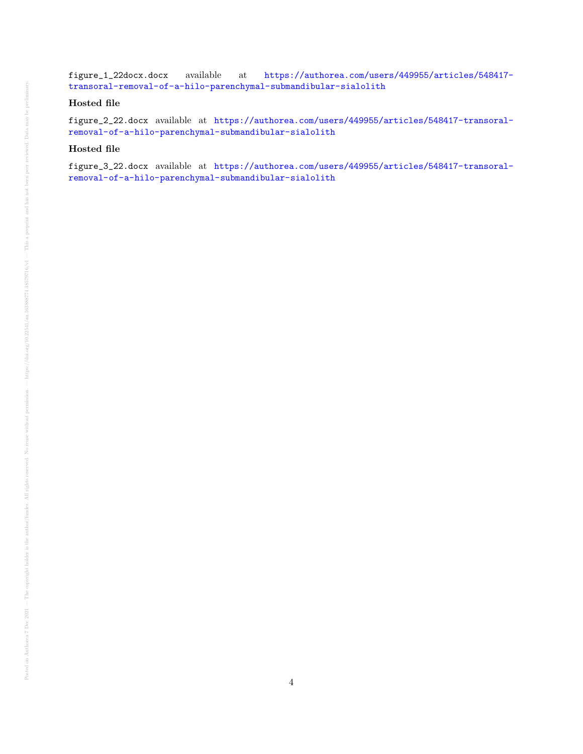figure_1_22docx.docx available at https://authorea.com/users/449955/articles/548417-transoral-removal-of-a-hilo-parenchymal-submandibular-sialolith

### Hosted file

figure_2_22.docx available at https://authorea.com/users/449955/articles/548417-transoral-removal-of-a-hilo-parenchymal-submandibular-sialolith

### Hosted file

figure_3_22.docx available at https://authorea.com/users/449955/articles/548417-transoral-removal-of-a-hilo-parenchymal-submandibular-sialolith